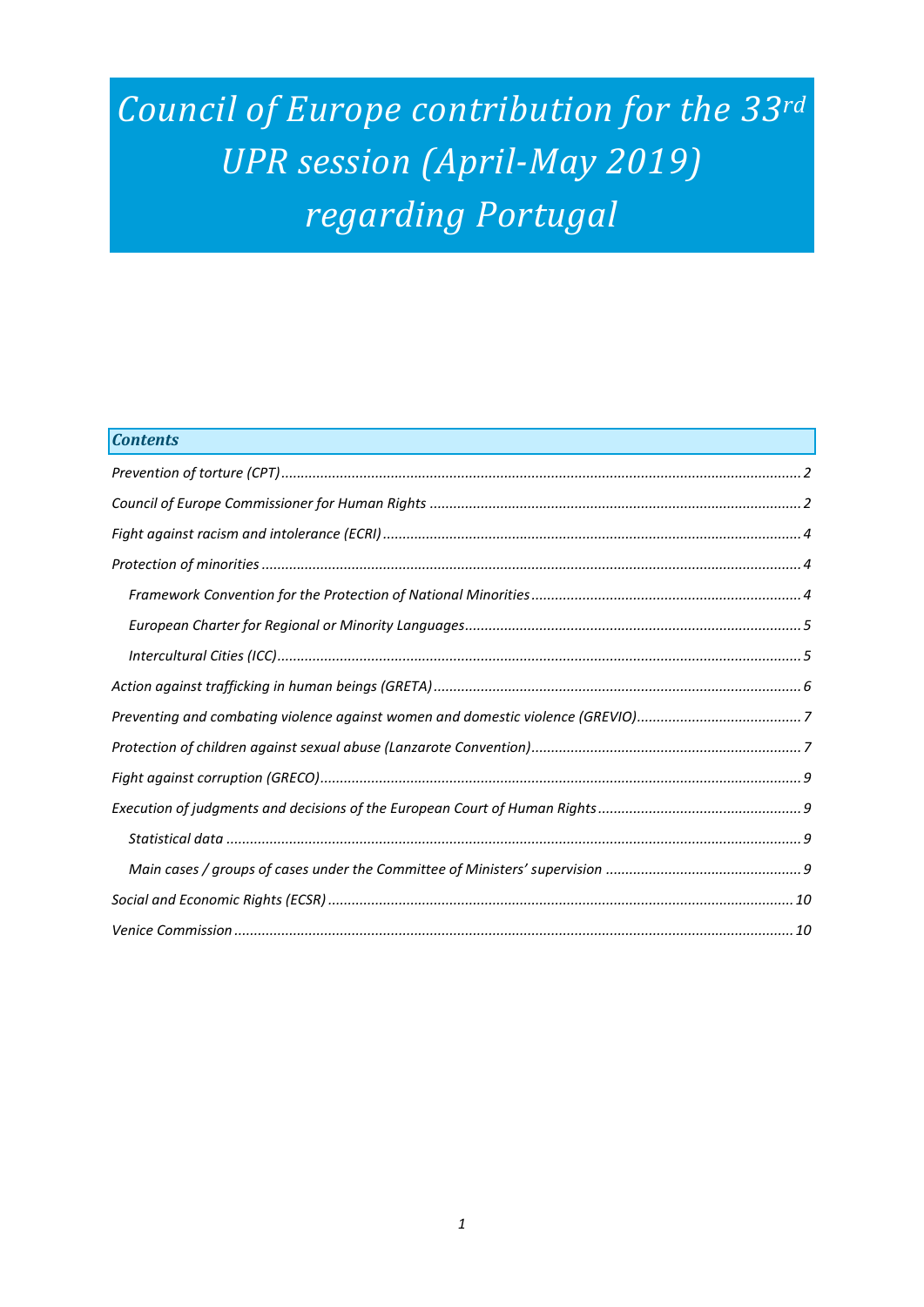# *Council of Europe contribution for the 33rd UPR session (April-May 2019) regarding Portugal*

***Contents***

*Prevention of torture (CPT)* .................................................... 2

*Council of Europe Commissioner for Human Rights* .................................................... 2

*Fight against racism and intolerance (ECRI)* .................................................... 4

*Protection of minorities* .................................................... 4

- *Framework Convention for the Protection of National Minorities* .................................................... 4
- *European Charter for Regional or Minority Languages* .................................................... 5
- *Intercultural Cities (ICC)* .................................................... 5

*Action against trafficking in human beings (GRETA)* .................................................... 6

*Preventing and combating violence against women and domestic violence (GREVIO)* .................................................... 7

*Protection of children against sexual abuse (Lanzarote Convention)* .................................................... 7

*Fight against corruption (GRECO)* .................................................... 9

*Execution of judgments and decisions of the European Court of Human Rights* .................................................... 9

- *Statistical data* .................................................... 9
- *Main cases / groups of cases under the Committee of Ministers' supervision* .................................................... 9

*Social and Economic Rights (ECSR)* .................................................... 10

*Venice Commission* .................................................... 10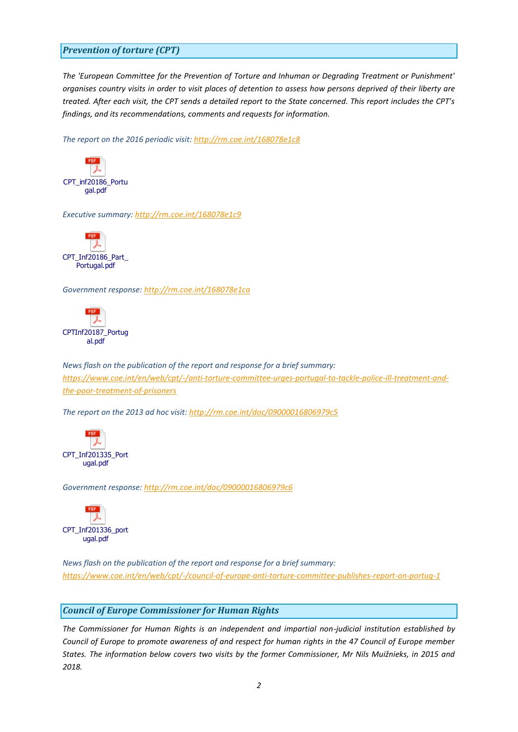## *Prevention of torture (CPT)*

*The 'European Committee for the Prevention of Torture and Inhuman or Degrading Treatment or Punishment' organises country visits in order to visit places of detention to assess how persons deprived of their liberty are treated. After each visit, the CPT sends a detailed report to the State concerned. This report includes the CPT's findings, and its recommendations, comments and requests for information.*

*The report on the 2016 periodic visit: [http://rm.coe.int/168078e1c8](http://rm.coe.int/168078e1c8)*

CPT_inf20186_Portugal.pdf

*Executive summary: [http://rm.coe.int/168078e1c9](http://rm.coe.int/168078e1c9)*

CPT_Inf20186_Part_Portugal.pdf

*Government response: [http://rm.coe.int/168078e1ca](http://rm.coe.int/168078e1ca)*

CPTInf20187_Portugal.pdf

*News flash on the publication of the report and response for a brief summary: [https://www.coe.int/en/web/cpt/-/anti-torture-committee-urges-portugal-to-tackle-police-ill-treatment-and-the-poor-treatment-of-prisoners](https://www.coe.int/en/web/cpt/-/anti-torture-committee-urges-portugal-to-tackle-police-ill-treatment-and-the-poor-treatment-of-prisoners)*

*The report on the 2013 ad hoc visit: [http://rm.coe.int/doc/09000016806979c5](http://rm.coe.int/doc/09000016806979c5)*

CPT_Inf201335_Portugal.pdf

*Government response: [http://rm.coe.int/doc/09000016806979c6](http://rm.coe.int/doc/09000016806979c6)*

CPT_Inf201336_portugal.pdf

*News flash on the publication of the report and response for a brief summary: [https://www.coe.int/en/web/cpt/-/council-of-europe-anti-torture-committee-publishes-report-on-portug-1](https://www.coe.int/en/web/cpt/-/council-of-europe-anti-torture-committee-publishes-report-on-portug-1)*

## *Council of Europe Commissioner for Human Rights*

*The Commissioner for Human Rights is an independent and impartial non-judicial institution established by Council of Europe to promote awareness of and respect for human rights in the 47 Council of Europe member States. The information below covers two visits by the former Commissioner, Mr Nils Muižnieks, in 2015 and 2018.*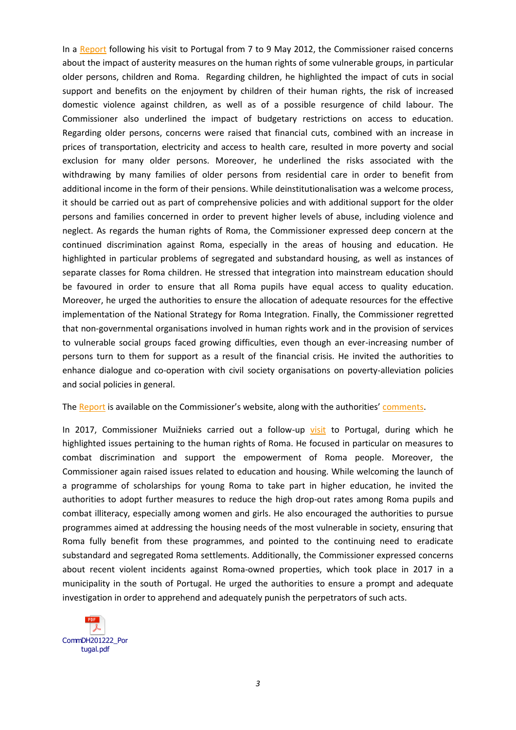In a Report following his visit to Portugal from 7 to 9 May 2012, the Commissioner raised concerns about the impact of austerity measures on the human rights of some vulnerable groups, in particular older persons, children and Roma. Regarding children, he highlighted the impact of cuts in social support and benefits on the enjoyment by children of their human rights, the risk of increased domestic violence against children, as well as of a possible resurgence of child labour. The Commissioner also underlined the impact of budgetary restrictions on access to education. Regarding older persons, concerns were raised that financial cuts, combined with an increase in prices of transportation, electricity and access to health care, resulted in more poverty and social exclusion for many older persons. Moreover, he underlined the risks associated with the withdrawing by many families of older persons from residential care in order to benefit from additional income in the form of their pensions. While deinstitutionalisation was a welcome process, it should be carried out as part of comprehensive policies and with additional support for the older persons and families concerned in order to prevent higher levels of abuse, including violence and neglect. As regards the human rights of Roma, the Commissioner expressed deep concern at the continued discrimination against Roma, especially in the areas of housing and education. He highlighted in particular problems of segregated and substandard housing, as well as instances of separate classes for Roma children. He stressed that integration into mainstream education should be favoured in order to ensure that all Roma pupils have equal access to quality education. Moreover, he urged the authorities to ensure the allocation of adequate resources for the effective implementation of the National Strategy for Roma Integration. Finally, the Commissioner regretted that non-governmental organisations involved in human rights work and in the provision of services to vulnerable social groups faced growing difficulties, even though an ever-increasing number of persons turn to them for support as a result of the financial crisis. He invited the authorities to enhance dialogue and co-operation with civil society organisations on poverty-alleviation policies and social policies in general.

The Report is available on the Commissioner's website, along with the authorities' comments.

In 2017, Commissioner Muižnieks carried out a follow-up visit to Portugal, during which he highlighted issues pertaining to the human rights of Roma. He focused in particular on measures to combat discrimination and support the empowerment of Roma people. Moreover, the Commissioner again raised issues related to education and housing. While welcoming the launch of a programme of scholarships for young Roma to take part in higher education, he invited the authorities to adopt further measures to reduce the high drop-out rates among Roma pupils and combat illiteracy, especially among women and girls. He also encouraged the authorities to pursue programmes aimed at addressing the housing needs of the most vulnerable in society, ensuring that Roma fully benefit from these programmes, and pointed to the continuing need to eradicate substandard and segregated Roma settlements. Additionally, the Commissioner expressed concerns about recent violent incidents against Roma-owned properties, which took place in 2017 in a municipality in the south of Portugal. He urged the authorities to ensure a prompt and adequate investigation in order to apprehend and adequately punish the perpetrators of such acts.

CommDH201222_Portugal.pdf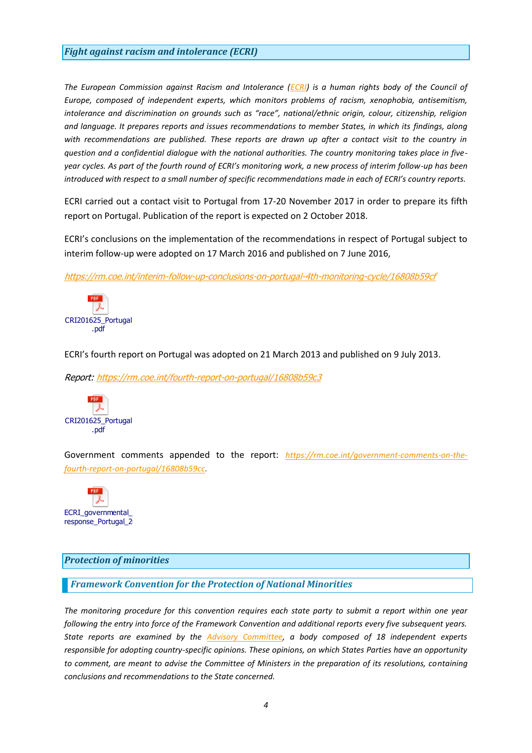## *Fight against racism and intolerance (ECRI)*

*The European Commission against Racism and Intolerance (ECRI) is a human rights body of the Council of Europe, composed of independent experts, which monitors problems of racism, xenophobia, antisemitism, intolerance and discrimination on grounds such as "race", national/ethnic origin, colour, citizenship, religion and language. It prepares reports and issues recommendations to member States, in which its findings, along with recommendations are published. These reports are drawn up after a contact visit to the country in question and a confidential dialogue with the national authorities. The country monitoring takes place in five-year cycles. As part of the fourth round of ECRI's monitoring work, a new process of interim follow-up has been introduced with respect to a small number of specific recommendations made in each of ECRI's country reports.*

ECRI carried out a contact visit to Portugal from 17-20 November 2017 in order to prepare its fifth report on Portugal. Publication of the report is expected on 2 October 2018.

ECRI's conclusions on the implementation of the recommendations in respect of Portugal subject to interim follow-up were adopted on 17 March 2016 and published on 7 June 2016,

*https://rm.coe.int/interim-follow-up-conclusions-on-portugal-4th-monitoring-cycle/16808b59cf*

CRI201625_Portugal.pdf

ECRI's fourth report on Portugal was adopted on 21 March 2013 and published on 9 July 2013.

*Report: https://rm.coe.int/fourth-report-on-portugal/16808b59c3*

CRI201625_Portugal.pdf

Government comments appended to the report: *https://rm.coe.int/government-comments-on-the-fourth-report-on-portugal/16808b59cc*.

ECRI_governmental_response_Portugal_2

## *Protection of minorities*

### *Framework Convention for the Protection of National Minorities*

*The monitoring procedure for this convention requires each state party to submit a report within one year following the entry into force of the Framework Convention and additional reports every five subsequent years. State reports are examined by the Advisory Committee, a body composed of 18 independent experts responsible for adopting country-specific opinions. These opinions, on which States Parties have an opportunity to comment, are meant to advise the Committee of Ministers in the preparation of its resolutions, containing conclusions and recommendations to the State concerned.*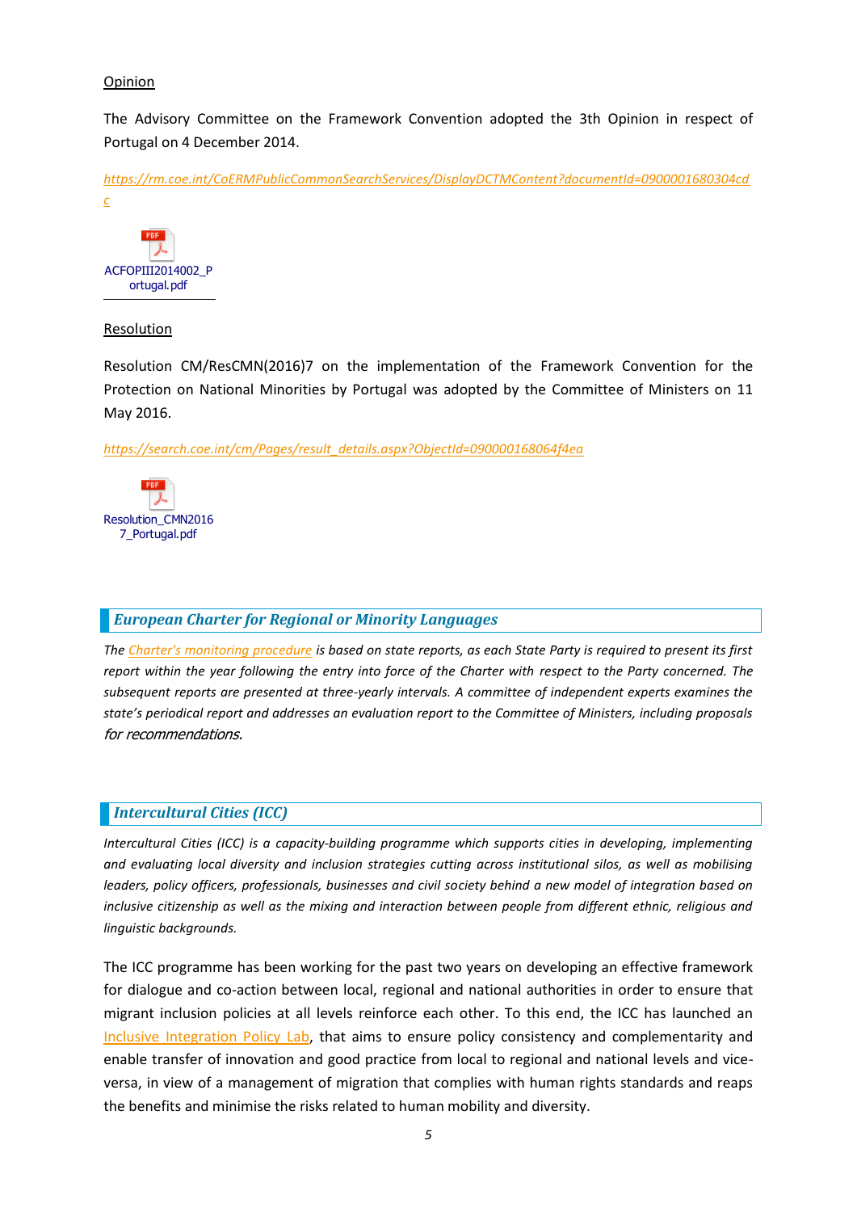Opinion

The Advisory Committee on the Framework Convention adopted the 3th Opinion in respect of Portugal on 4 December 2014.

https://rm.coe.int/CoERMPublicCommonSearchServices/DisplayDCTMContent?documentId=0900001680304cdc

ACFOPIII2014002_Portugal.pdf

Resolution

Resolution CM/ResCMN(2016)7 on the implementation of the Framework Convention for the Protection on National Minorities by Portugal was adopted by the Committee of Ministers on 11 May 2016.

https://search.coe.int/cm/Pages/result_details.aspx?ObjectId=090000168064f4ea

Resolution_CMN20167_Portugal.pdf

## European Charter for Regional or Minority Languages

*The Charter's monitoring procedure is based on state reports, as each State Party is required to present its first report within the year following the entry into force of the Charter with respect to the Party concerned. The subsequent reports are presented at three-yearly intervals. A committee of independent experts examines the state's periodical report and addresses an evaluation report to the Committee of Ministers, including proposals for recommendations.*

## Intercultural Cities (ICC)

*Intercultural Cities (ICC) is a capacity-building programme which supports cities in developing, implementing and evaluating local diversity and inclusion strategies cutting across institutional silos, as well as mobilising leaders, policy officers, professionals, businesses and civil society behind a new model of integration based on inclusive citizenship as well as the mixing and interaction between people from different ethnic, religious and linguistic backgrounds.*

The ICC programme has been working for the past two years on developing an effective framework for dialogue and co-action between local, regional and national authorities in order to ensure that migrant inclusion policies at all levels reinforce each other. To this end, the ICC has launched an Inclusive Integration Policy Lab, that aims to ensure policy consistency and complementarity and enable transfer of innovation and good practice from local to regional and national levels and vice-versa, in view of a management of migration that complies with human rights standards and reaps the benefits and minimise the risks related to human mobility and diversity.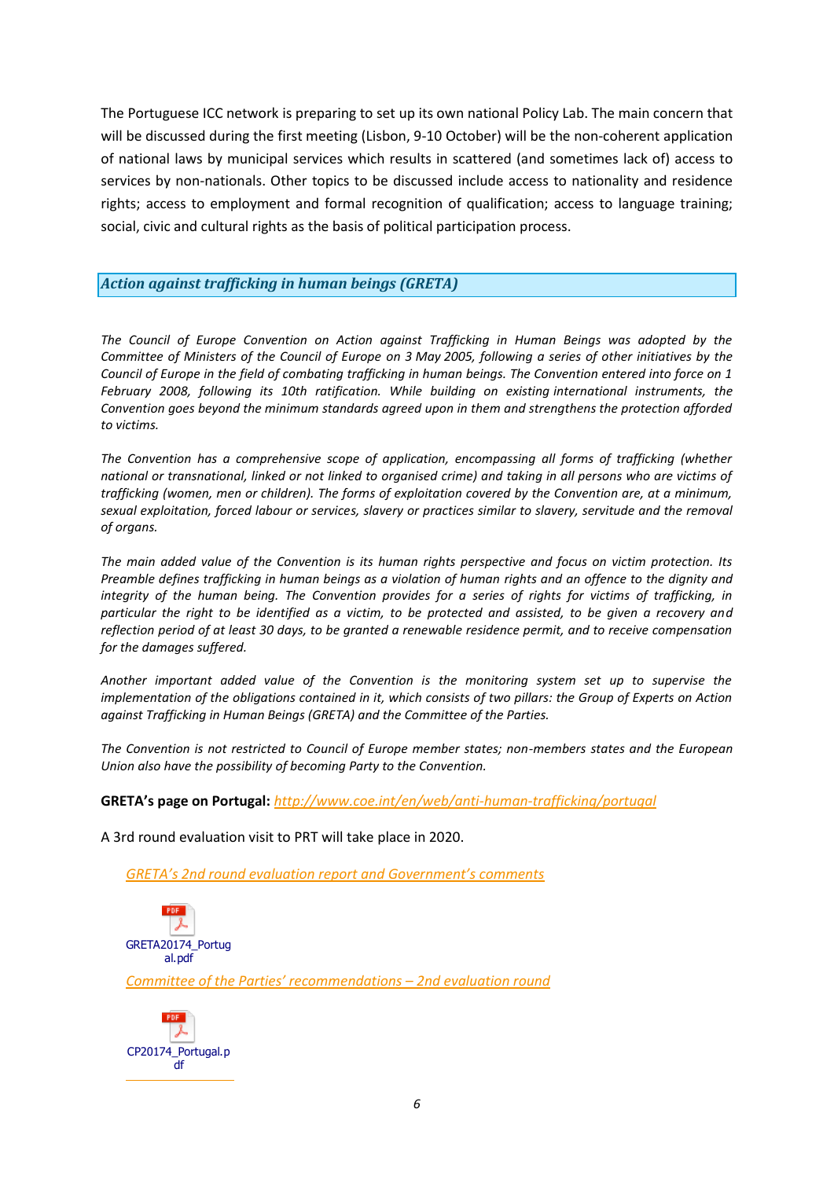The Portuguese ICC network is preparing to set up its own national Policy Lab. The main concern that will be discussed during the first meeting (Lisbon, 9-10 October) will be the non-coherent application of national laws by municipal services which results in scattered (and sometimes lack of) access to services by non-nationals. Other topics to be discussed include access to nationality and residence rights; access to employment and formal recognition of qualification; access to language training; social, civic and cultural rights as the basis of political participation process.

## *Action against trafficking in human beings (GRETA)*

*The Council of Europe Convention on Action against Trafficking in Human Beings was adopted by the Committee of Ministers of the Council of Europe on 3 May 2005, following a series of other initiatives by the Council of Europe in the field of combating trafficking in human beings. The Convention entered into force on 1 February 2008, following its 10th ratification. While building on existing international instruments, the Convention goes beyond the minimum standards agreed upon in them and strengthens the protection afforded to victims.*

*The Convention has a comprehensive scope of application, encompassing all forms of trafficking (whether national or transnational, linked or not linked to organised crime) and taking in all persons who are victims of trafficking (women, men or children). The forms of exploitation covered by the Convention are, at a minimum, sexual exploitation, forced labour or services, slavery or practices similar to slavery, servitude and the removal of organs.*

*The main added value of the Convention is its human rights perspective and focus on victim protection. Its Preamble defines trafficking in human beings as a violation of human rights and an offence to the dignity and integrity of the human being. The Convention provides for a series of rights for victims of trafficking, in particular the right to be identified as a victim, to be protected and assisted, to be given a recovery and reflection period of at least 30 days, to be granted a renewable residence permit, and to receive compensation for the damages suffered.*

*Another important added value of the Convention is the monitoring system set up to supervise the implementation of the obligations contained in it, which consists of two pillars: the Group of Experts on Action against Trafficking in Human Beings (GRETA) and the Committee of the Parties.*

*The Convention is not restricted to Council of Europe member states; non-members states and the European Union also have the possibility of becoming Party to the Convention.*

**GRETA's page on Portugal:** *http://www.coe.int/en/web/anti-human-trafficking/portugal*

A 3rd round evaluation visit to PRT will take place in 2020.

*GRETA's 2nd round evaluation report and Government's comments*

GRETA20174_Portugal.pdf

*Committee of the Parties' recommendations – 2nd evaluation round*

CP20174_Portugal.pdf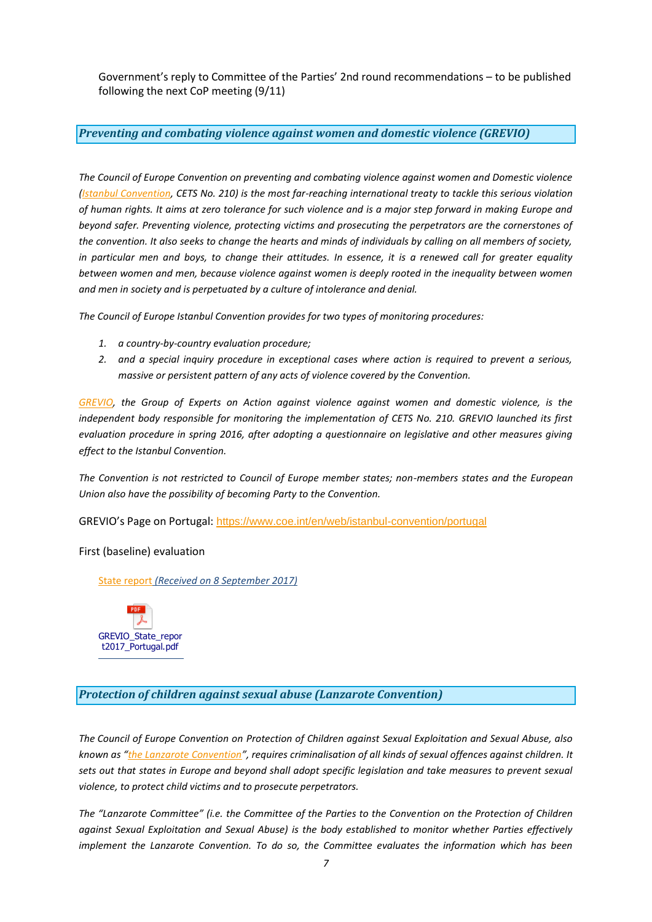Government's reply to Committee of the Parties' 2nd round recommendations – to be published following the next CoP meeting (9/11)

## *Preventing and combating violence against women and domestic violence (GREVIO)*

*The Council of Europe Convention on preventing and combating violence against women and Domestic violence (Istanbul Convention, CETS No. 210) is the most far-reaching international treaty to tackle this serious violation of human rights. It aims at zero tolerance for such violence and is a major step forward in making Europe and beyond safer. Preventing violence, protecting victims and prosecuting the perpetrators are the cornerstones of the convention. It also seeks to change the hearts and minds of individuals by calling on all members of society, in particular men and boys, to change their attitudes. In essence, it is a renewed call for greater equality between women and men, because violence against women is deeply rooted in the inequality between women and men in society and is perpetuated by a culture of intolerance and denial.*

*The Council of Europe Istanbul Convention provides for two types of monitoring procedures:*

1. *a country-by-country evaluation procedure;*
2. *and a special inquiry procedure in exceptional cases where action is required to prevent a serious, massive or persistent pattern of any acts of violence covered by the Convention.*

*GREVIO, the Group of Experts on Action against violence against women and domestic violence, is the independent body responsible for monitoring the implementation of CETS No. 210. GREVIO launched its first evaluation procedure in spring 2016, after adopting a questionnaire on legislative and other measures giving effect to the Istanbul Convention.*

*The Convention is not restricted to Council of Europe member states; non-members states and the European Union also have the possibility of becoming Party to the Convention.*

GREVIO's Page on Portugal: https://www.coe.int/en/web/istanbul-convention/portugal

First (baseline) evaluation

State report *(Received on 8 September 2017)*

GREVIO_State_report2017_Portugal.pdf

## *Protection of children against sexual abuse (Lanzarote Convention)*

*The Council of Europe Convention on Protection of Children against Sexual Exploitation and Sexual Abuse, also known as "the Lanzarote Convention", requires criminalisation of all kinds of sexual offences against children. It sets out that states in Europe and beyond shall adopt specific legislation and take measures to prevent sexual violence, to protect child victims and to prosecute perpetrators.*

*The "Lanzarote Committee" (i.e. the Committee of the Parties to the Convention on the Protection of Children against Sexual Exploitation and Sexual Abuse) is the body established to monitor whether Parties effectively implement the Lanzarote Convention. To do so, the Committee evaluates the information which has been*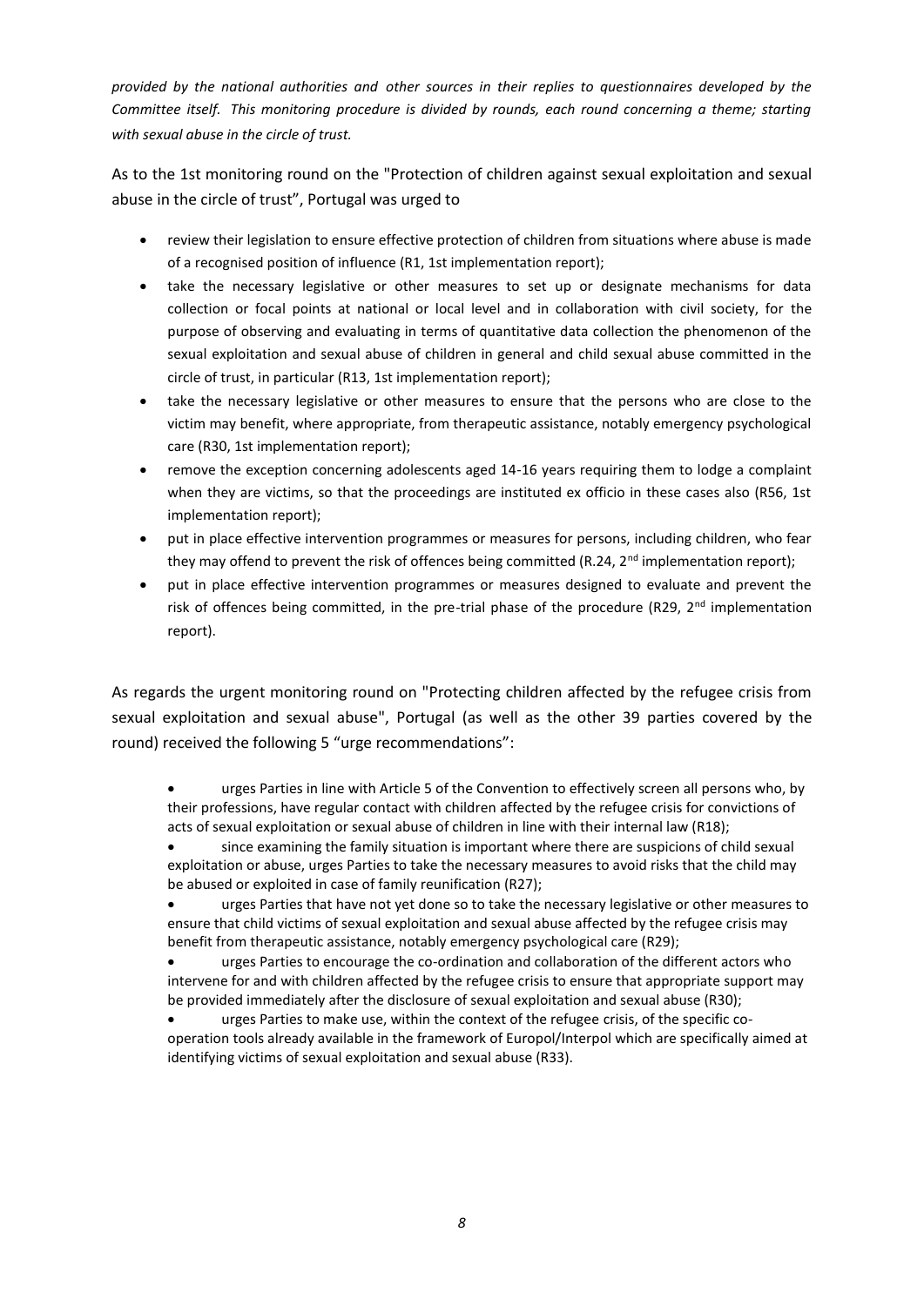*provided by the national authorities and other sources in their replies to questionnaires developed by the Committee itself. This monitoring procedure is divided by rounds, each round concerning a theme; starting with sexual abuse in the circle of trust.*

As to the 1st monitoring round on the "Protection of children against sexual exploitation and sexual abuse in the circle of trust", Portugal was urged to

- review their legislation to ensure effective protection of children from situations where abuse is made of a recognised position of influence (R1, 1st implementation report);
- take the necessary legislative or other measures to set up or designate mechanisms for data collection or focal points at national or local level and in collaboration with civil society, for the purpose of observing and evaluating in terms of quantitative data collection the phenomenon of the sexual exploitation and sexual abuse of children in general and child sexual abuse committed in the circle of trust, in particular (R13, 1st implementation report);
- take the necessary legislative or other measures to ensure that the persons who are close to the victim may benefit, where appropriate, from therapeutic assistance, notably emergency psychological care (R30, 1st implementation report);
- remove the exception concerning adolescents aged 14-16 years requiring them to lodge a complaint when they are victims, so that the proceedings are instituted ex officio in these cases also (R56, 1st implementation report);
- put in place effective intervention programmes or measures for persons, including children, who fear they may offend to prevent the risk of offences being committed (R.24, 2nd implementation report);
- put in place effective intervention programmes or measures designed to evaluate and prevent the risk of offences being committed, in the pre-trial phase of the procedure (R29, 2nd implementation report).

As regards the urgent monitoring round on "Protecting children affected by the refugee crisis from sexual exploitation and sexual abuse", Portugal (as well as the other 39 parties covered by the round) received the following 5 "urge recommendations":

- urges Parties in line with Article 5 of the Convention to effectively screen all persons who, by their professions, have regular contact with children affected by the refugee crisis for convictions of acts of sexual exploitation or sexual abuse of children in line with their internal law (R18);
- since examining the family situation is important where there are suspicions of child sexual exploitation or abuse, urges Parties to take the necessary measures to avoid risks that the child may be abused or exploited in case of family reunification (R27);
- urges Parties that have not yet done so to take the necessary legislative or other measures to ensure that child victims of sexual exploitation and sexual abuse affected by the refugee crisis may benefit from therapeutic assistance, notably emergency psychological care (R29);
- urges Parties to encourage the co-ordination and collaboration of the different actors who intervene for and with children affected by the refugee crisis to ensure that appropriate support may be provided immediately after the disclosure of sexual exploitation and sexual abuse (R30);
- urges Parties to make use, within the context of the refugee crisis, of the specific co-operation tools already available in the framework of Europol/Interpol which are specifically aimed at identifying victims of sexual exploitation and sexual abuse (R33).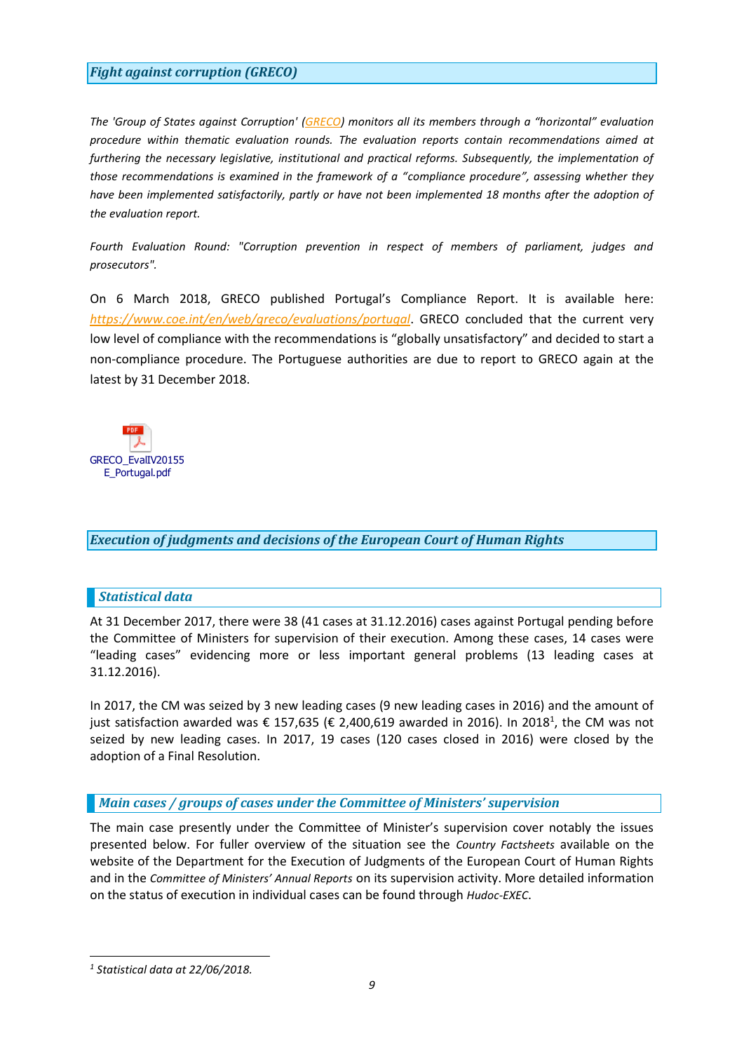## *Fight against corruption (GRECO)*

*The 'Group of States against Corruption' (GRECO) monitors all its members through a "horizontal" evaluation procedure within thematic evaluation rounds. The evaluation reports contain recommendations aimed at furthering the necessary legislative, institutional and practical reforms. Subsequently, the implementation of those recommendations is examined in the framework of a "compliance procedure", assessing whether they have been implemented satisfactorily, partly or have not been implemented 18 months after the adoption of the evaluation report.*

*Fourth Evaluation Round: "Corruption prevention in respect of members of parliament, judges and prosecutors".*

On 6 March 2018, GRECO published Portugal's Compliance Report. It is available here: https://www.coe.int/en/web/greco/evaluations/portugal. GRECO concluded that the current very low level of compliance with the recommendations is "globally unsatisfactory" and decided to start a non-compliance procedure. The Portuguese authorities are due to report to GRECO again at the latest by 31 December 2018.

GRECO_EvalIV20155E_Portugal.pdf

## *Execution of judgments and decisions of the European Court of Human Rights*

### *Statistical data*

At 31 December 2017, there were 38 (41 cases at 31.12.2016) cases against Portugal pending before the Committee of Ministers for supervision of their execution. Among these cases, 14 cases were "leading cases" evidencing more or less important general problems (13 leading cases at 31.12.2016).

In 2017, the CM was seized by 3 new leading cases (9 new leading cases in 2016) and the amount of just satisfaction awarded was € 157,635 (€ 2,400,619 awarded in 2016). In 2018[1], the CM was not seized by new leading cases. In 2017, 19 cases (120 cases closed in 2016) were closed by the adoption of a Final Resolution.

### *Main cases / groups of cases under the Committee of Ministers' supervision*

The main case presently under the Committee of Minister's supervision cover notably the issues presented below. For fuller overview of the situation see the *Country Factsheets* available on the website of the Department for the Execution of Judgments of the European Court of Human Rights and in the *Committee of Ministers' Annual Reports* on its supervision activity. More detailed information on the status of execution in individual cases can be found through *Hudoc-EXEC*.

---

[1] *Statistical data at 22/06/2018.*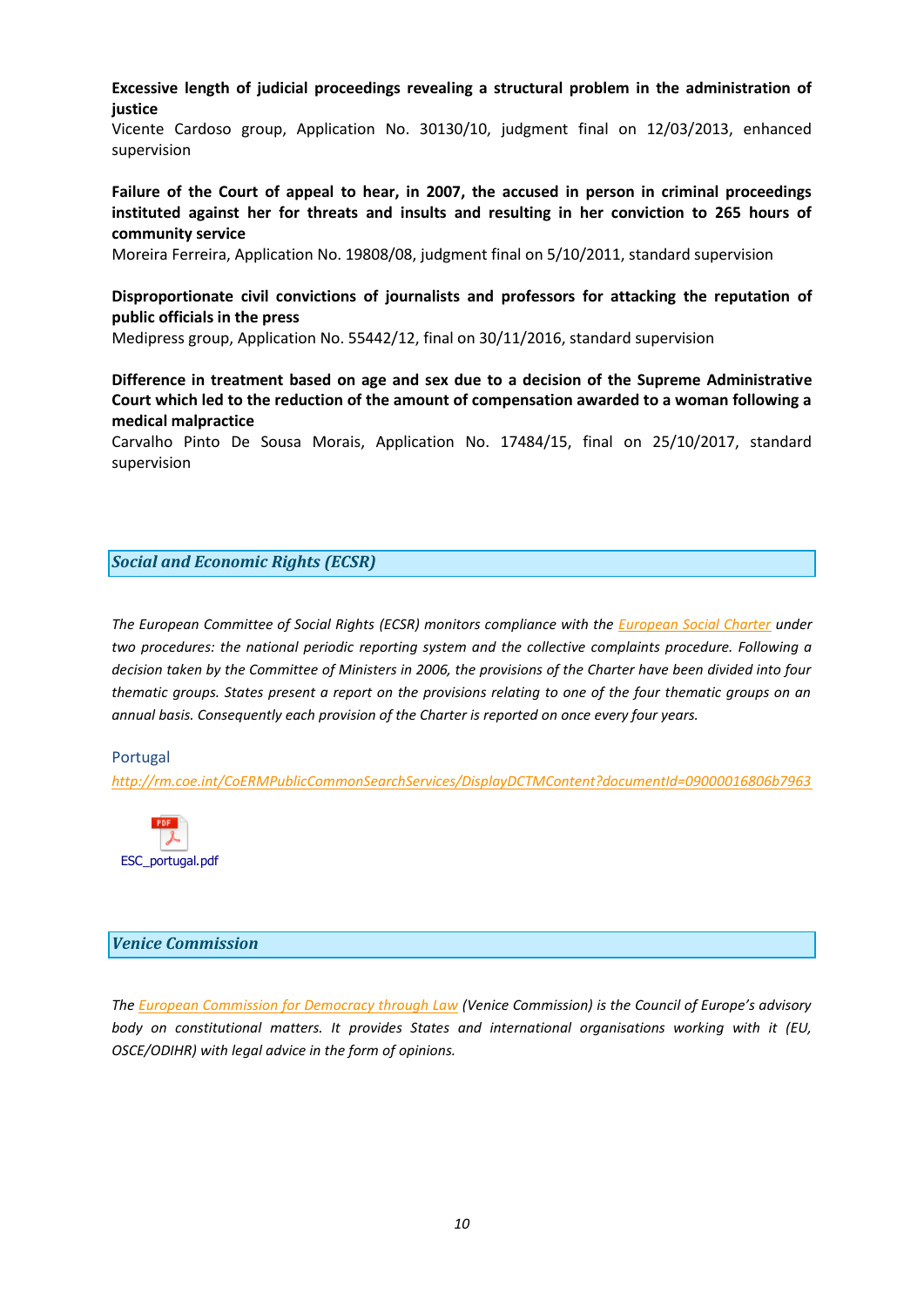**Excessive length of judicial proceedings revealing a structural problem in the administration of justice**

Vicente Cardoso group, Application No. 30130/10, judgment final on 12/03/2013, enhanced supervision

**Failure of the Court of appeal to hear, in 2007, the accused in person in criminal proceedings instituted against her for threats and insults and resulting in her conviction to 265 hours of community service**

Moreira Ferreira, Application No. 19808/08, judgment final on 5/10/2011, standard supervision

**Disproportionate civil convictions of journalists and professors for attacking the reputation of public officials in the press**

Medipress group, Application No. 55442/12, final on 30/11/2016, standard supervision

**Difference in treatment based on age and sex due to a decision of the Supreme Administrative Court which led to the reduction of the amount of compensation awarded to a woman following a medical malpractice**

Carvalho Pinto De Sousa Morais, Application No. 17484/15, final on 25/10/2017, standard supervision

## *Social and Economic Rights (ECSR)*

*The European Committee of Social Rights (ECSR) monitors compliance with the European Social Charter under two procedures: the national periodic reporting system and the collective complaints procedure. Following a decision taken by the Committee of Ministers in 2006, the provisions of the Charter have been divided into four thematic groups. States present a report on the provisions relating to one of the four thematic groups on an annual basis. Consequently each provision of the Charter is reported on once every four years.*

Portugal

*http://rm.coe.int/CoERMPublicCommonSearchServices/DisplayDCTMContent?documentId=09000016806b7963*

ESC_portugal.pdf

## *Venice Commission*

*The European Commission for Democracy through Law (Venice Commission) is the Council of Europe's advisory body on constitutional matters. It provides States and international organisations working with it (EU, OSCE/ODIHR) with legal advice in the form of opinions.*